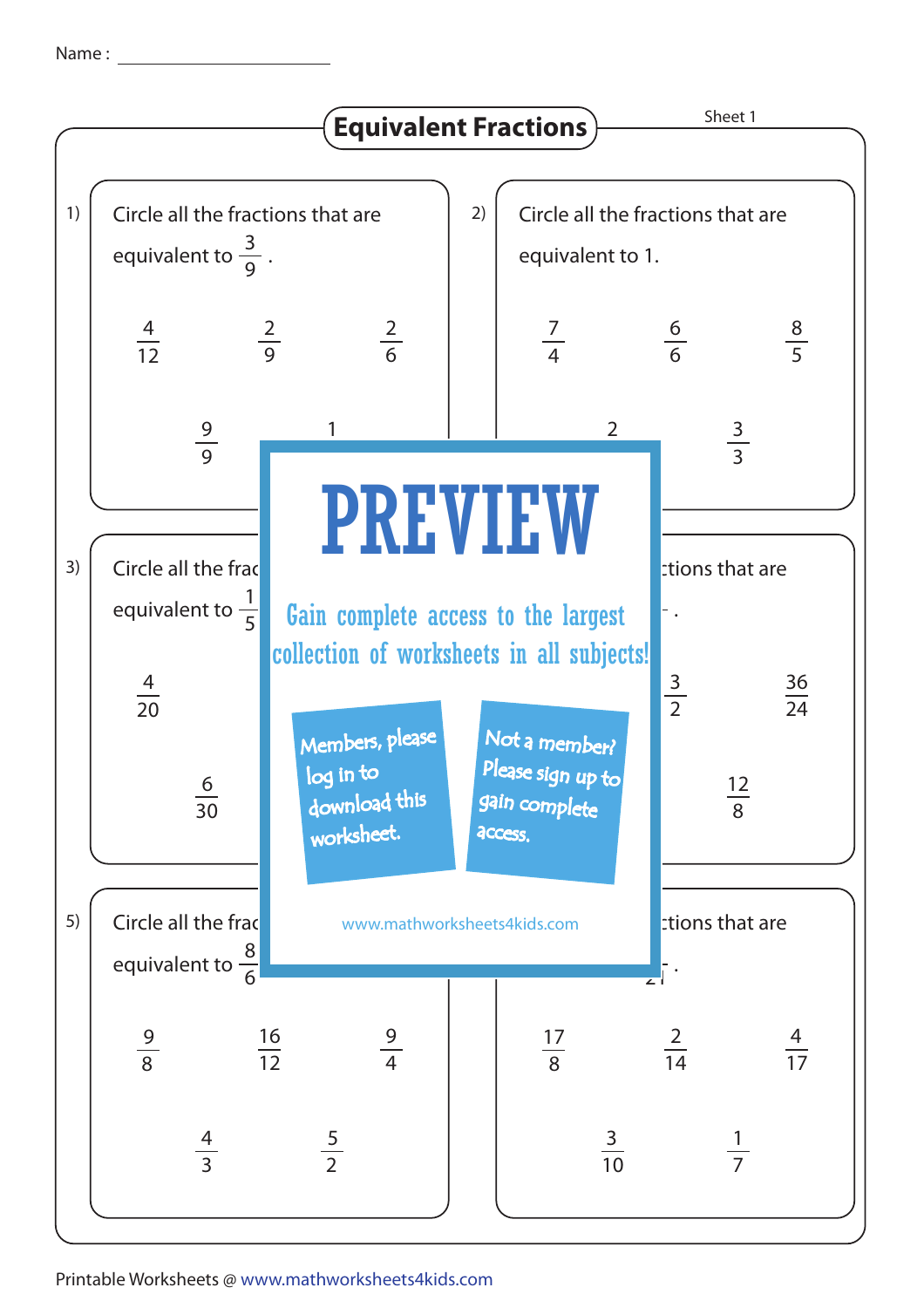Name : ____________________

# Equivalent Fractions

Sheet 1

1) Circle all the fractions that are equivalent to $\frac{3}{9}$ .

$\frac{4}{12}$ $\frac{2}{9}$ $\frac{2}{6}$

$\frac{9}{9}$ 1

2) Circle all the fractions that are equivalent to 1.

$\frac{7}{4}$ $\frac{6}{6}$ $\frac{8}{5}$

2 $\frac{3}{3}$

3) Circle all the frac... equivalent to $\frac{1}{5}$

$\frac{4}{20}$

$\frac{6}{30}$

4) ...tions that are ... .

$\frac{3}{2}$ $\frac{36}{24}$

$\frac{12}{8}$

PREVIEW

Gain complete access to the largest collection of worksheets in all subjects!

Members, please log in to download this worksheet.

Not a member? Please sign up to gain complete access.

www.mathworksheets4kids.com

5) Circle all the frac... equivalent to $\frac{8}{6}$

$\frac{9}{8}$ $\frac{16}{12}$ $\frac{9}{4}$

$\frac{4}{3}$ $\frac{5}{2}$

6) ...tions that are ... .

$\frac{17}{8}$ $\frac{2}{14}$ $\frac{4}{17}$

$\frac{3}{10}$ $\frac{1}{7}$

Printable Worksheets @ www.mathworksheets4kids.com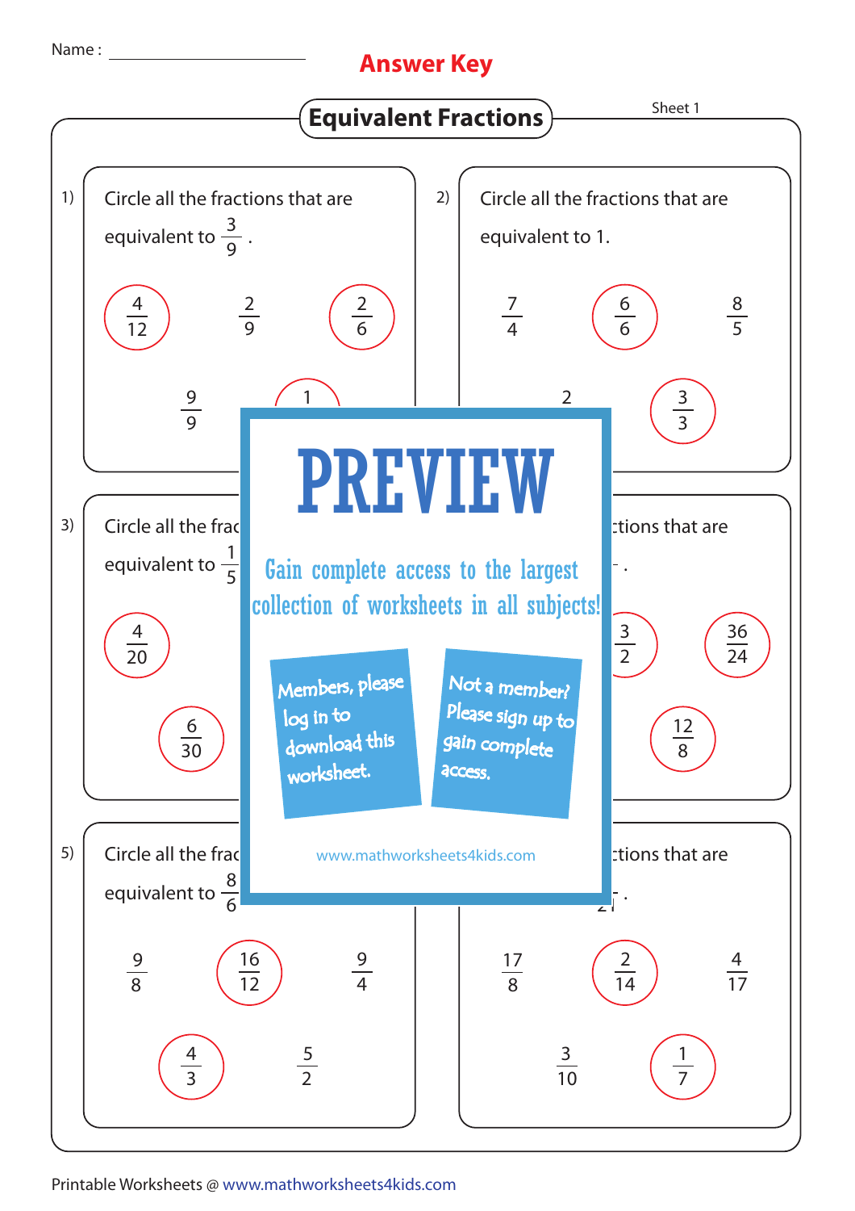Name : ______________

**Answer Key**

# Equivalent Fractions

Sheet 1

1) Circle all the fractions that are equivalent to $\frac{3}{9}$.

($\frac{4}{12}$) $\frac{2}{9}$ ($\frac{2}{6}$)

$\frac{9}{9}$ ($\frac{1}{\ }$)

2) Circle all the fractions that are equivalent to 1.

$\frac{7}{4}$ ($\frac{6}{6}$) $\frac{8}{5}$

$\frac{2}{\ }$ ($\frac{3}{3}$)

3) Circle all the frac... equivalent to $\frac{1}{5}$

($\frac{4}{20}$)

($\frac{6}{30}$)

4) ...tions that are ... .

($\frac{3}{2}$) ($\frac{36}{24}$)

($\frac{12}{8}$)

5) Circle all the frac... equivalent to $\frac{8}{6}$

$\frac{9}{8}$ ($\frac{16}{12}$) $\frac{9}{4}$

($\frac{4}{3}$) $\frac{5}{2}$

6) ...tions that are ... $\frac{\ }{21}$.

$\frac{17}{8}$ ($\frac{2}{14}$) $\frac{4}{17}$

$\frac{3}{10}$ ($\frac{1}{7}$)

PREVIEW

Gain complete access to the largest collection of worksheets in all subjects!

Members, please log in to download this worksheet.

Not a member? Please sign up to gain complete access.

www.mathworksheets4kids.com

Printable Worksheets @ www.mathworksheets4kids.com